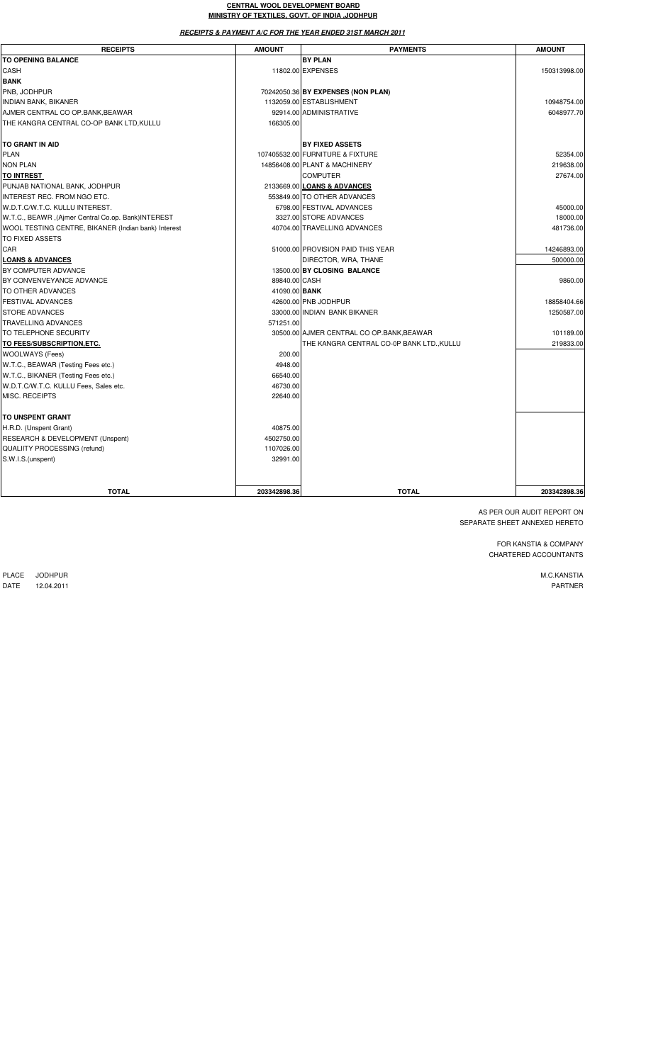**CENTRAL WOOL DEVELOPMENT BOARD**
**MINISTRY OF TEXTILES, GOVT. OF INDIA ,JODHPUR**

***RECEIPTS & PAYMENT A/C FOR THE YEAR ENDED 31ST MARCH 2011***

| RECEIPTS | AMOUNT | PAYMENTS | AMOUNT |
|---|---|---|---|
| **TO OPENING BALANCE** | | **BY PLAN** | |
| CASH | 11802.00 | EXPENSES | 150313998.00 |
| **BANK** | | | |
| PNB, JODHPUR | 70242050.36 | **BY EXPENSES (NON PLAN)** | |
| INDIAN BANK, BIKANER | 1132059.00 | ESTABLISHMENT | 10948754.00 |
| AJMER CENTRAL CO OP.BANK,BEAWAR | 92914.00 | ADMINISTRATIVE | 6048977.70 |
| THE KANGRA CENTRAL CO-OP BANK LTD,KULLU | 166305.00 | | |
| | | | |
| **TO GRANT IN AID** | | **BY FIXED ASSETS** | |
| PLAN | 107405532.00 | FURNITURE & FIXTURE | 52354.00 |
| NON PLAN | 14856408.00 | PLANT & MACHINERY | 219638.00 |
| **TO INTREST** | | COMPUTER | 27674.00 |
| PUNJAB NATIONAL BANK, JODHPUR | 2133669.00 | **LOANS & ADVANCES** | |
| INTEREST REC. FROM NGO ETC. | 553849.00 | TO OTHER ADVANCES | |
| W.D.T.C/W.T.C. KULLU INTEREST. | 6798.00 | FESTIVAL ADVANCES | 45000.00 |
| W.T.C., BEAWR ,(Ajmer Central Co.op. Bank)INTEREST | 3327.00 | STORE ADVANCES | 18000.00 |
| WOOL TESTING CENTRE, BIKANER (Indian bank) Interest | 40704.00 | TRAVELLING ADVANCES | 481736.00 |
| TO FIXED ASSETS | | | |
| CAR | 51000.00 | PROVISION PAID THIS YEAR | 14246893.00 |
| **LOANS & ADVANCES** | | DIRECTOR, WRA, THANE | 500000.00 |
| BY COMPUTER ADVANCE | 13500.00 | **BY CLOSING BALANCE** | |
| BY CONVENVEYANCE ADVANCE | 89840.00 | CASH | 9860.00 |
| TO OTHER ADVANCES | 41090.00 | **BANK** | |
| FESTIVAL ADVANCES | 42600.00 | PNB JODHPUR | 18858404.66 |
| STORE ADVANCES | 33000.00 | INDIAN BANK BIKANER | 1250587.00 |
| TRAVELLING ADVANCES | 571251.00 | | |
| TO TELEPHONE SECURITY | 30500.00 | AJMER CENTRAL CO OP.BANK,BEAWAR | 101189.00 |
| **TO FEES/SUBSCRIPTION,ETC.** | | THE KANGRA CENTRAL CO-0P BANK LTD.,KULLU | 219833.00 |
| WOOLWAYS (Fees) | 200.00 | | |
| W.T.C., BEAWAR (Testing Fees etc.) | 4948.00 | | |
| W.T.C., BIKANER (Testing Fees etc.) | 66540.00 | | |
| W.D.T.C/W.T.C. KULLU Fees, Sales etc. | 46730.00 | | |
| MISC. RECEIPTS | 22640.00 | | |
| | | | |
| **TO UNSPENT GRANT** | | | |
| H.R.D. (Unspent Grant) | 40875.00 | | |
| RESEARCH & DEVELOPMENT (Unspent) | 4502750.00 | | |
| QUALIITY PROCESSING (refund) | 1107026.00 | | |
| S.W.I.S.(unspent) | 32991.00 | | |
| **TOTAL** | **203342898.36** | **TOTAL** | **203342898.36** |

AS PER OUR AUDIT REPORT ON
SEPARATE SHEET ANNEXED HERETO

FOR KANSTIA & COMPANY
CHARTERED ACCOUNTANTS

PLACE JODHPUR
DATE 12.04.2011

M.C.KANSTIA
PARTNER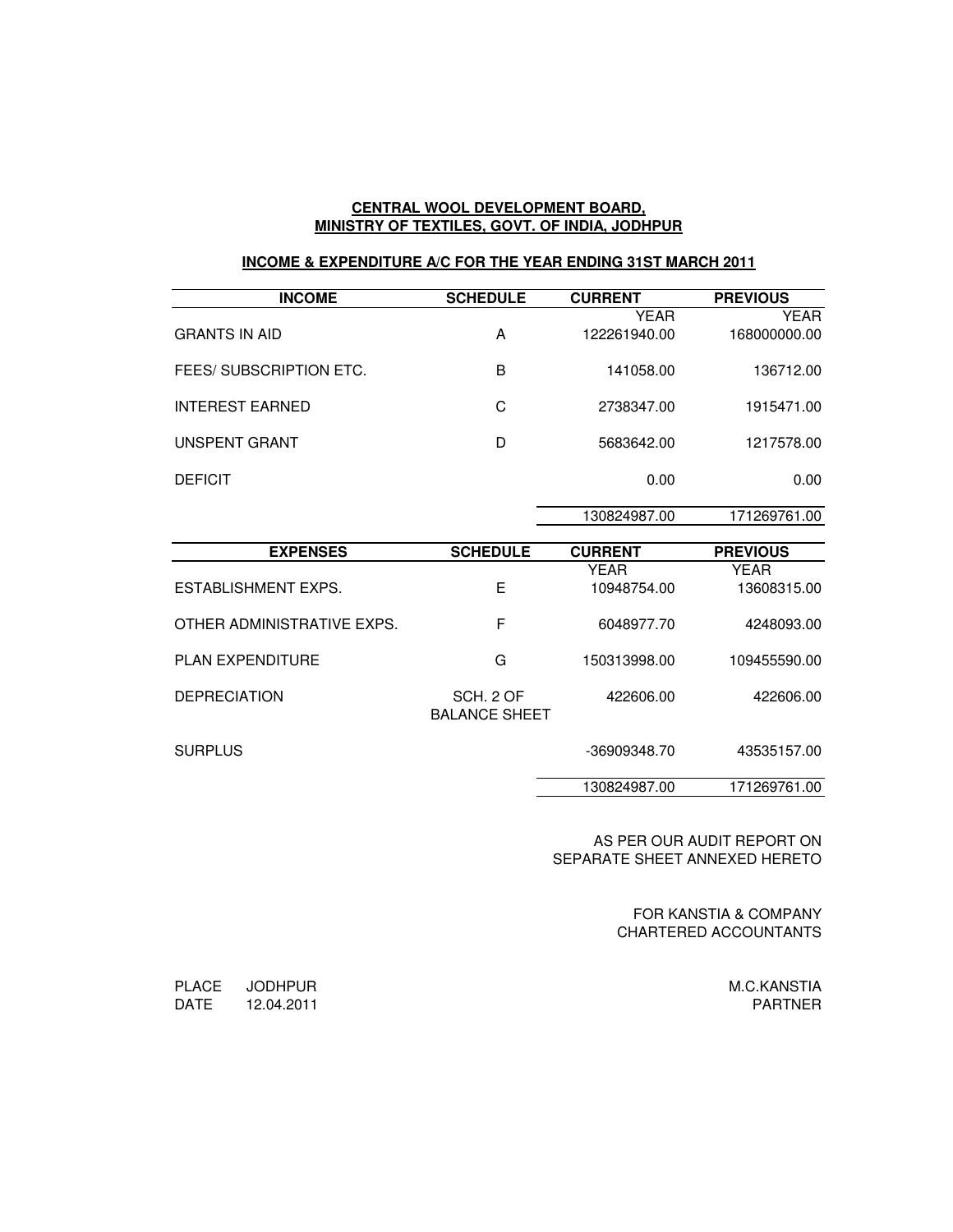**CENTRAL WOOL DEVELOPMENT BOARD,**
**MINISTRY OF TEXTILES, GOVT. OF INDIA, JODHPUR**

**INCOME & EXPENDITURE A/C FOR THE YEAR ENDING 31ST MARCH 2011**

| INCOME | SCHEDULE | CURRENT YEAR | PREVIOUS YEAR |
|---|---|---|---|
| GRANTS IN AID | A | 122261940.00 | 168000000.00 |
| FEES/ SUBSCRIPTION ETC. | B | 141058.00 | 136712.00 |
| INTEREST EARNED | C | 2738347.00 | 1915471.00 |
| UNSPENT GRANT | D | 5683642.00 | 1217578.00 |
| DEFICIT | | 0.00 | 0.00 |
| | | 130824987.00 | 171269761.00 |

| EXPENSES | SCHEDULE | CURRENT YEAR | PREVIOUS YEAR |
|---|---|---|---|
| ESTABLISHMENT EXPS. | E | 10948754.00 | 13608315.00 |
| OTHER ADMINISTRATIVE EXPS. | F | 6048977.70 | 4248093.00 |
| PLAN EXPENDITURE | G | 150313998.00 | 109455590.00 |
| DEPRECIATION | SCH. 2 OF BALANCE SHEET | 422606.00 | 422606.00 |
| SURPLUS | | -36909348.70 | 43535157.00 |
| | | 130824987.00 | 171269761.00 |

AS PER OUR AUDIT REPORT ON
SEPARATE SHEET ANNEXED HERETO

FOR KANSTIA & COMPANY
CHARTERED ACCOUNTANTS

PLACE JODHPUR
DATE 12.04.2011

M.C.KANSTIA
PARTNER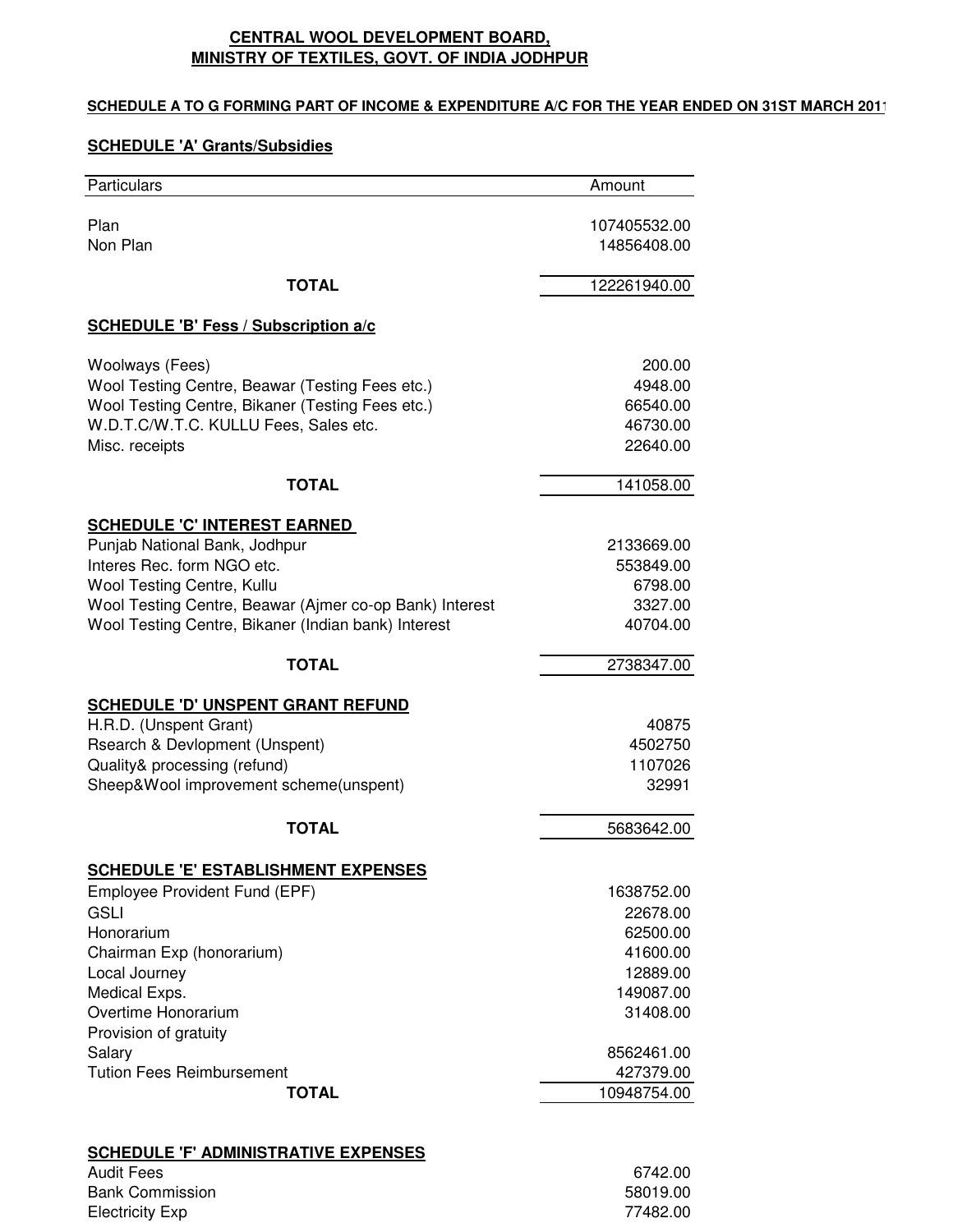**CENTRAL WOOL DEVELOPMENT BOARD,**
**MINISTRY OF TEXTILES, GOVT. OF INDIA JODHPUR**

**SCHEDULE A TO G FORMING PART OF INCOME & EXPENDITURE A/C FOR THE YEAR ENDED ON 31ST MARCH 2011**

**SCHEDULE 'A' Grants/Subsidies**

| Particulars | Amount |
|---|---|
| Plan | 107405532.00 |
| Non Plan | 14856408.00 |
| **TOTAL** | 122261940.00 |

**SCHEDULE 'B' Fess / Subscription a/c**

| Particulars | Amount |
|---|---|
| Woolways (Fees) | 200.00 |
| Wool Testing Centre, Beawar (Testing Fees etc.) | 4948.00 |
| Wool Testing Centre, Bikaner (Testing Fees etc.) | 66540.00 |
| W.D.T.C/W.T.C. KULLU Fees, Sales etc. | 46730.00 |
| Misc. receipts | 22640.00 |
| **TOTAL** | 141058.00 |

**SCHEDULE 'C' INTEREST EARNED**

| Particulars | Amount |
|---|---|
| Punjab National Bank, Jodhpur | 2133669.00 |
| Interes Rec. form NGO etc. | 553849.00 |
| Wool Testing Centre, Kullu | 6798.00 |
| Wool Testing Centre, Beawar (Ajmer co-op Bank) Interest | 3327.00 |
| Wool Testing Centre, Bikaner (Indian bank) Interest | 40704.00 |
| **TOTAL** | 2738347.00 |

**SCHEDULE 'D' UNSPENT GRANT REFUND**

| Particulars | Amount |
|---|---|
| H.R.D. (Unspent Grant) | 40875 |
| Rsearch & Devlopment (Unspent) | 4502750 |
| Quality& processing (refund) | 1107026 |
| Sheep&Wool improvement scheme(unspent) | 32991 |
| **TOTAL** | 5683642.00 |

**SCHEDULE 'E' ESTABLISHMENT EXPENSES**

| Particulars | Amount |
|---|---|
| Employee Provident Fund (EPF) | 1638752.00 |
| GSLI | 22678.00 |
| Honorarium | 62500.00 |
| Chairman Exp (honorarium) | 41600.00 |
| Local Journey | 12889.00 |
| Medical Exps. | 149087.00 |
| Overtime Honorarium | 31408.00 |
| Provision of gratuity | |
| Salary | 8562461.00 |
| Tution Fees Reimbursement | 427379.00 |
| **TOTAL** | 10948754.00 |

**SCHEDULE 'F' ADMINISTRATIVE EXPENSES**

| Particulars | Amount |
|---|---|
| Audit Fees | 6742.00 |
| Bank Commission | 58019.00 |
| Electricity Exp | 77482.00 |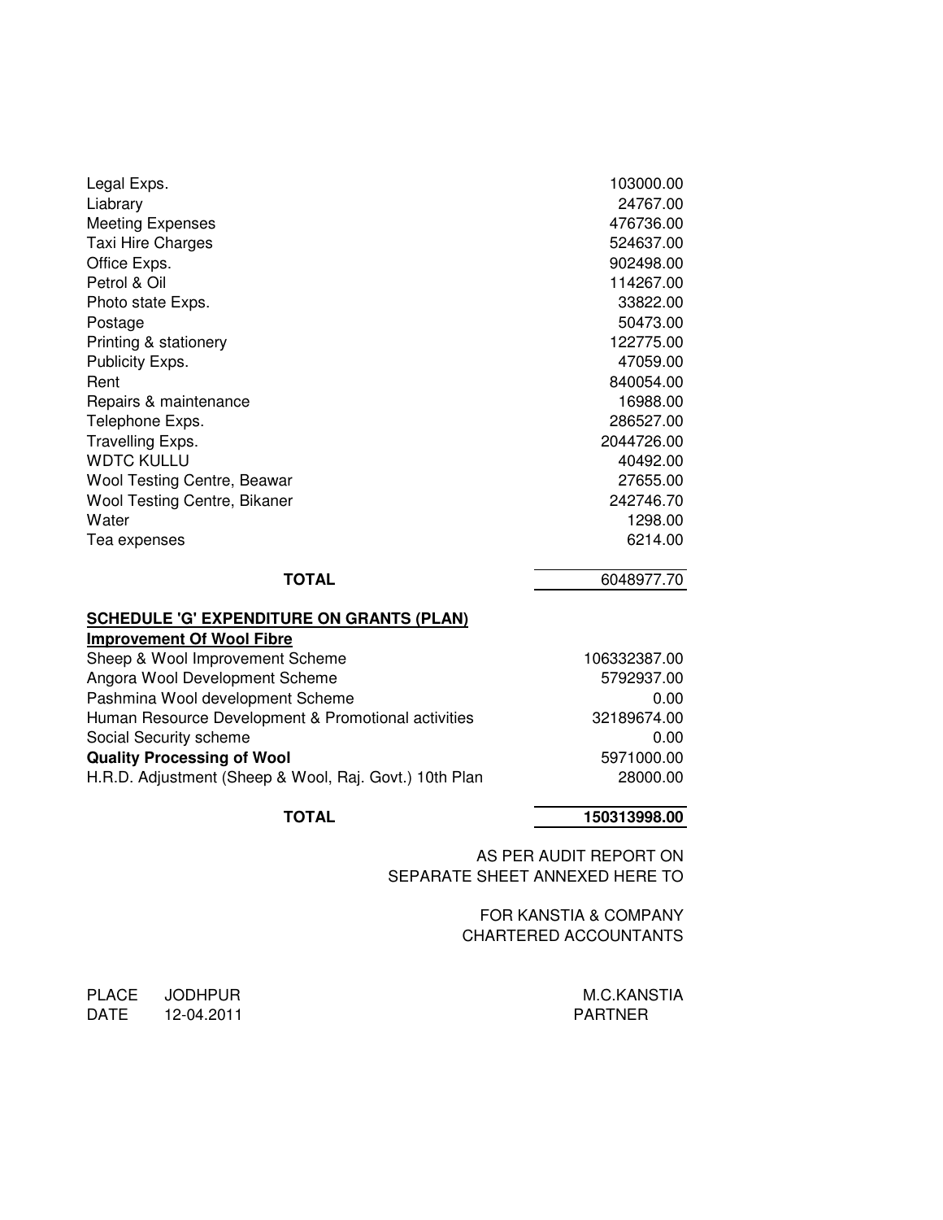| | |
|---|---|
| Legal Exps. | 103000.00 |
| Liabrary | 24767.00 |
| Meeting Expenses | 476736.00 |
| Taxi Hire Charges | 524637.00 |
| Office Exps. | 902498.00 |
| Petrol & Oil | 114267.00 |
| Photo state Exps. | 33822.00 |
| Postage | 50473.00 |
| Printing & stationery | 122775.00 |
| Publicity Exps. | 47059.00 |
| Rent | 840054.00 |
| Repairs & maintenance | 16988.00 |
| Telephone Exps. | 286527.00 |
| Travelling Exps. | 2044726.00 |
| WDTC KULLU | 40492.00 |
| Wool Testing Centre, Beawar | 27655.00 |
| Wool Testing Centre, Bikaner | 242746.70 |
| Water | 1298.00 |
| Tea expenses | 6214.00 |
| **TOTAL** | 6048977.70 |

## SCHEDULE 'G' EXPENDITURE ON GRANTS (PLAN)

| | |
|---|---|
| **Improvement Of Wool Fibre** | |
| Sheep & Wool Improvement Scheme | 106332387.00 |
| Angora Wool Development Scheme | 5792937.00 |
| Pashmina Wool development Scheme | 0.00 |
| Human Resource Development & Promotional activities | 32189674.00 |
| Social Security scheme | 0.00 |
| **Quality Processing of Wool** | 5971000.00 |
| H.R.D. Adjustment (Sheep & Wool, Raj. Govt.) 10th Plan | 28000.00 |
| **TOTAL** | **150313998.00** |

AS PER AUDIT REPORT ON
SEPARATE SHEET ANNEXED HERE TO

FOR KANSTIA & COMPANY
CHARTERED ACCOUNTANTS

PLACE JODHPUR
DATE 12-04.2011

M.C.KANSTIA
PARTNER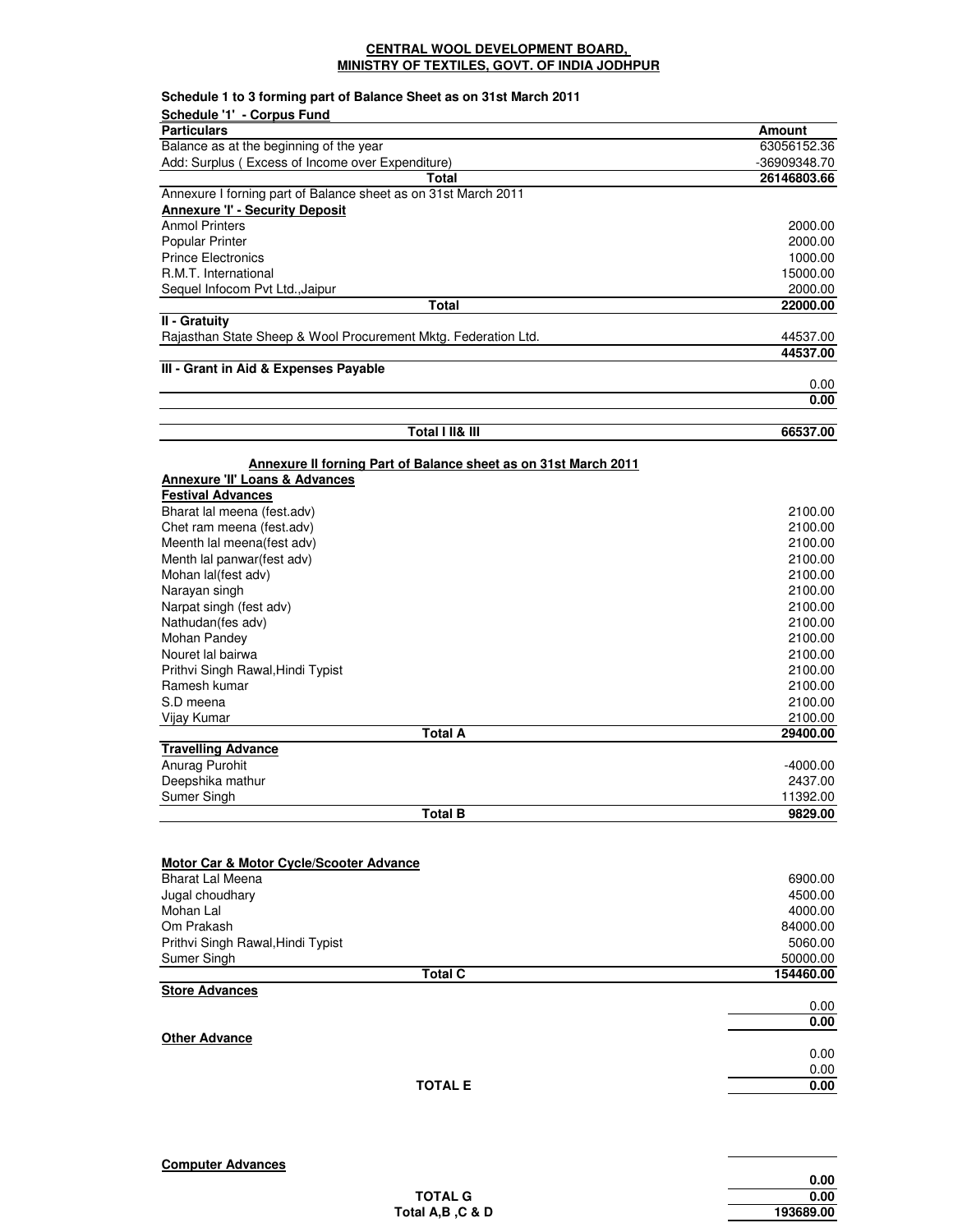**CENTRAL WOOL DEVELOPMENT BOARD, MINISTRY OF TEXTILES, GOVT. OF INDIA JODHPUR**

**Schedule 1 to 3 forming part of Balance Sheet as on 31st March 2011**

**Schedule '1' - Corpus Fund**

| Particulars | Amount |
|---|---|
| Balance as at the beginning of the year | 63056152.36 |
| Add: Surplus ( Excess of Income over Expenditure) | -36909348.70 |
| **Total** | **26146803.66** |

Annexure I forning part of Balance sheet as on 31st March 2011

**Annexure 'I' - Security Deposit**

| Particulars | Amount |
|---|---|
| Anmol Printers | 2000.00 |
| Popular Printer | 2000.00 |
| Prince Electronics | 1000.00 |
| R.M.T. International | 15000.00 |
| Sequel Infocom Pvt Ltd.,Jaipur | 2000.00 |
| **Total** | **22000.00** |
| **II - Gratuity** | |
| Rajasthan State Sheep & Wool Procurement Mktg. Federation Ltd. | 44537.00 |
| | **44537.00** |
| **III - Grant in Aid & Expenses Payable** | |
| | 0.00 |
| | **0.00** |
| **Total I II& III** | **66537.00** |

**Annexure II forning Part of Balance sheet as on 31st March 2011**

**Annexure 'II' Loans & Advances**

| Particulars | Amount |
|---|---|
| **Festival Advances** | |
| Bharat lal meena (fest.adv) | 2100.00 |
| Chet ram meena (fest.adv) | 2100.00 |
| Meenth lal meena(fest adv) | 2100.00 |
| Menth lal panwar(fest adv) | 2100.00 |
| Mohan lal(fest adv) | 2100.00 |
| Narayan singh | 2100.00 |
| Narpat singh (fest adv) | 2100.00 |
| Nathudan(fes adv) | 2100.00 |
| Mohan Pandey | 2100.00 |
| Nouret lal bairwa | 2100.00 |
| Prithvi Singh Rawal,Hindi Typist | 2100.00 |
| Ramesh kumar | 2100.00 |
| S.D meena | 2100.00 |
| Vijay Kumar | 2100.00 |
| **Total A** | **29400.00** |
| **Travelling Advance** | |
| Anurag Purohit | -4000.00 |
| Deepshika mathur | 2437.00 |
| Sumer Singh | 11392.00 |
| **Total B** | **9829.00** |
| **Motor Car & Motor Cycle/Scooter Advance** | |
| Bharat Lal Meena | 6900.00 |
| Jugal choudhary | 4500.00 |
| Mohan Lal | 4000.00 |
| Om Prakash | 84000.00 |
| Prithvi Singh Rawal,Hindi Typist | 5060.00 |
| Sumer Singh | 50000.00 |
| **Total C** | **154460.00** |
| **Store Advances** | |
| | 0.00 |
| | **0.00** |
| **Other Advance** | |
| | 0.00 |
| | 0.00 |
| **TOTAL E** | **0.00** |
| **Computer Advances** | |
| | **0.00** |
| **TOTAL G** | **0.00** |
| **Total A,B ,C & D** | **193689.00** |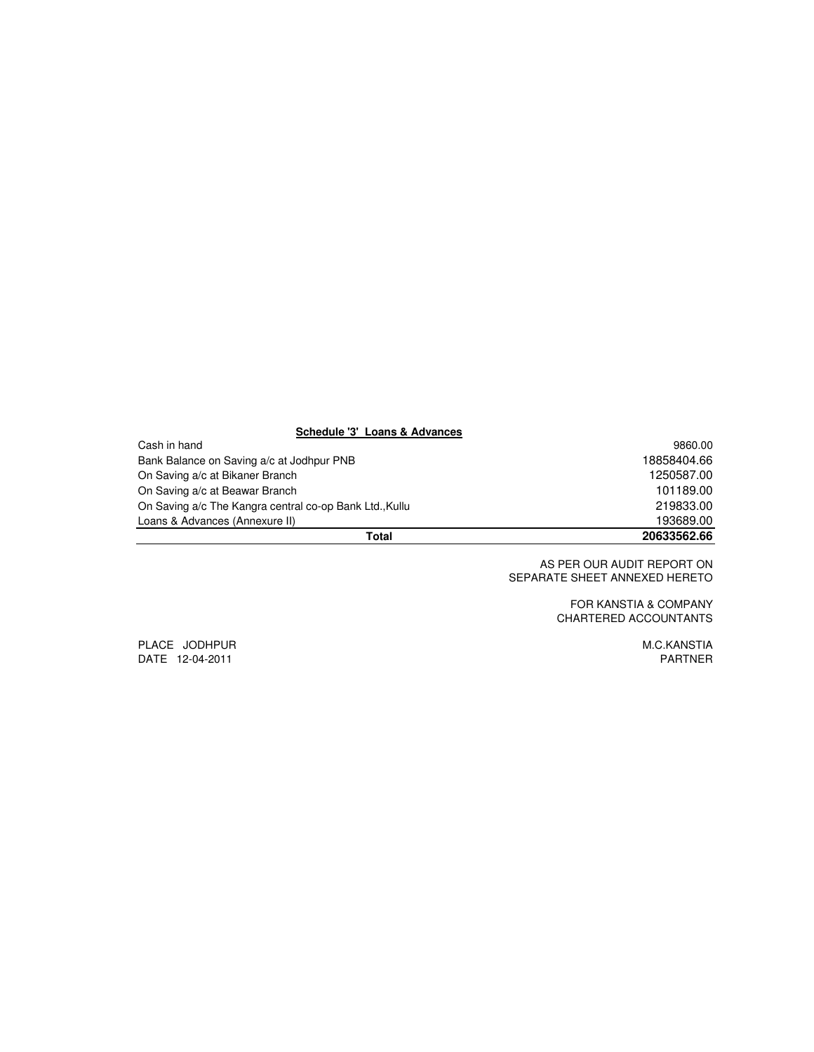**Schedule '3' Loans & Advances**

| Particulars | Amount |
| --- | --- |
| Cash in hand | 9860.00 |
| Bank Balance on Saving a/c at Jodhpur PNB | 18858404.66 |
| On Saving a/c at Bikaner Branch | 1250587.00 |
| On Saving a/c at Beawar Branch | 101189.00 |
| On Saving a/c The Kangra central co-op Bank Ltd.,Kullu | 219833.00 |
| Loans & Advances (Annexure II) | 193689.00 |
| **Total** | **20633562.66** |

AS PER OUR AUDIT REPORT ON
SEPARATE SHEET ANNEXED HERETO

FOR KANSTIA & COMPANY
CHARTERED ACCOUNTANTS

PLACE JODHPUR
DATE 12-04-2011

M.C.KANSTIA
PARTNER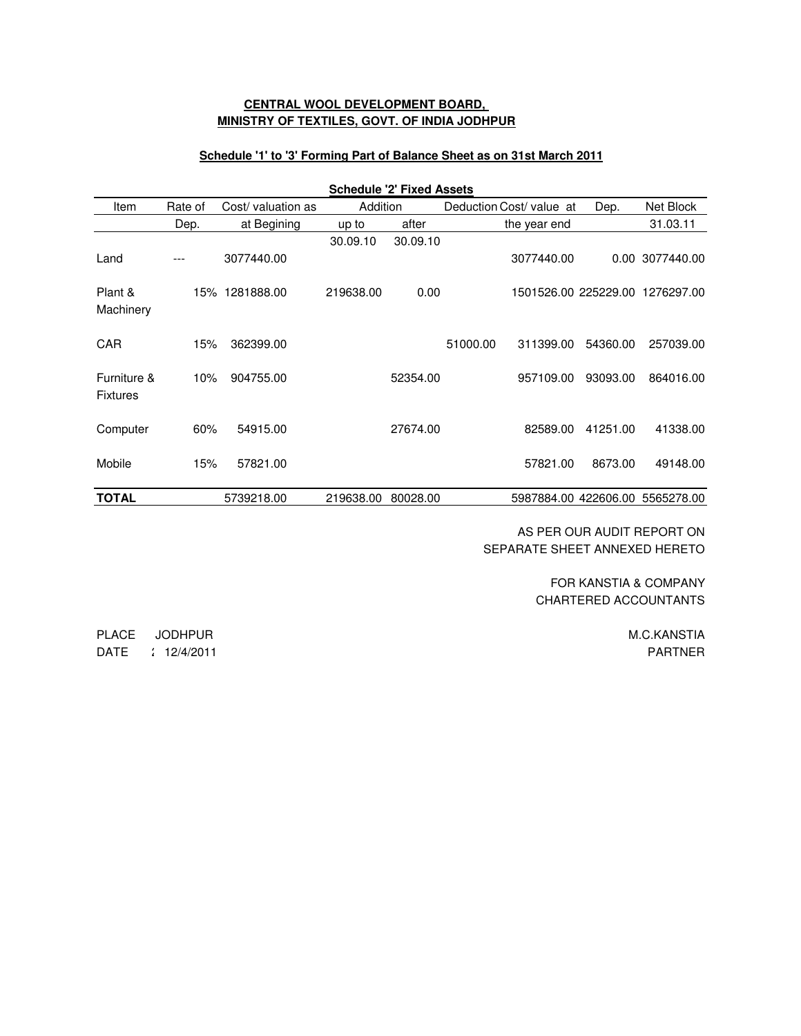**CENTRAL WOOL DEVELOPMENT BOARD,**
**MINISTRY OF TEXTILES, GOVT. OF INDIA JODHPUR**

**Schedule '1' to '3' Forming Part of Balance Sheet as on 31st March 2011**

**Schedule '2' Fixed Assets**

| Item | Rate of Dep. | Cost/ valuation as at Begining | Addition up to 30.09.10 | Addition after 30.09.10 | Deduction | Cost/ value at the year end | Dep. | Net Block 31.03.11 |
|---|---|---|---|---|---|---|---|---|
| Land | --- | 3077440.00 | | | | 3077440.00 | 0.00 | 3077440.00 |
| Plant & Machinery | 15% | 1281888.00 | 219638.00 | 0.00 | | 1501526.00 | 225229.00 | 1276297.00 |
| CAR | 15% | 362399.00 | | | 51000.00 | 311399.00 | 54360.00 | 257039.00 |
| Furniture & Fixtures | 10% | 904755.00 | | 52354.00 | | 957109.00 | 93093.00 | 864016.00 |
| Computer | 60% | 54915.00 | | 27674.00 | | 82589.00 | 41251.00 | 41338.00 |
| Mobile | 15% | 57821.00 | | | | 57821.00 | 8673.00 | 49148.00 |
| **TOTAL** | | 5739218.00 | 219638.00 | 80028.00 | | 5987884.00 | 422606.00 | 5565278.00 |

AS PER OUR AUDIT REPORT ON
SEPARATE SHEET ANNEXED HERETO

FOR KANSTIA & COMPANY
CHARTERED ACCOUNTANTS

PLACE JODHPUR
DATE : 12/4/2011

M.C.KANSTIA
PARTNER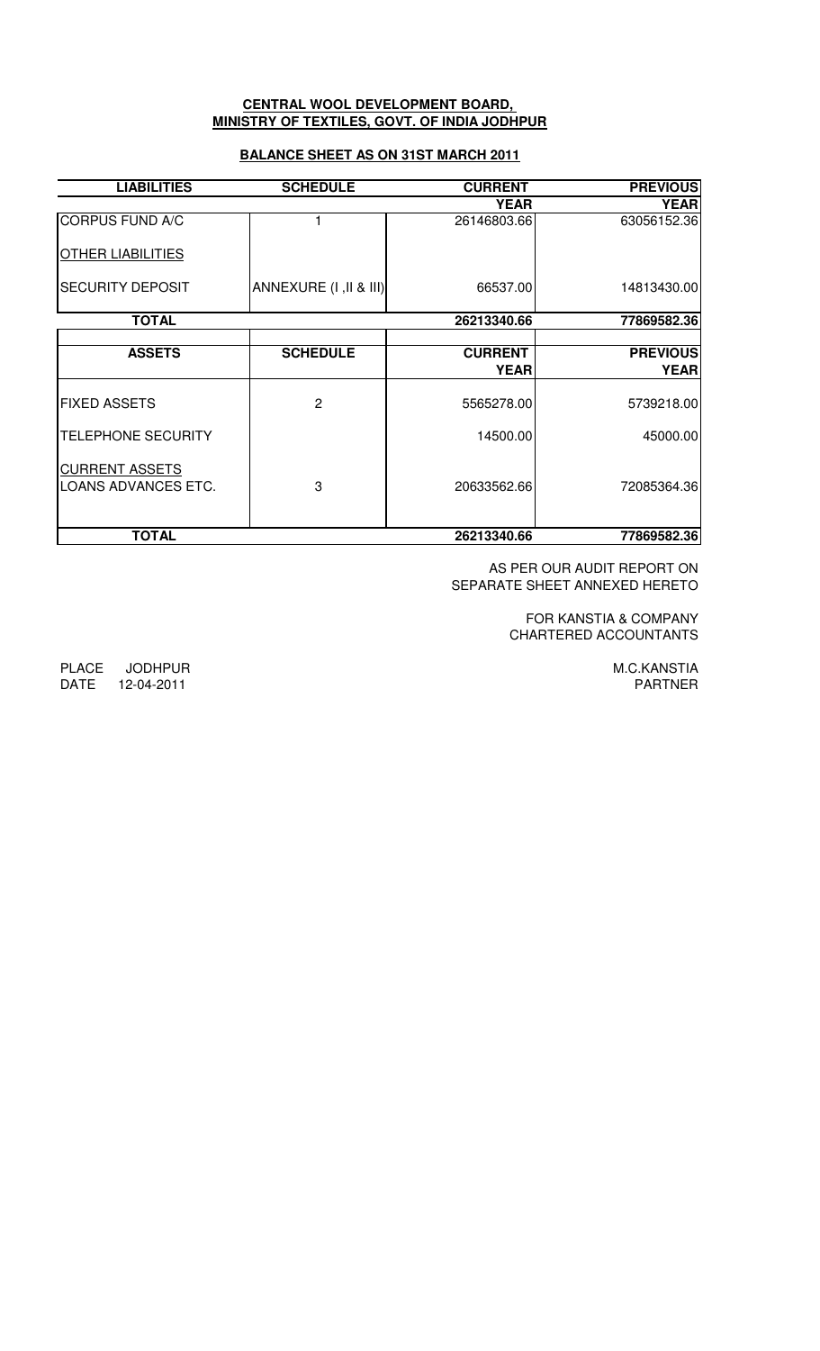**CENTRAL WOOL DEVELOPMENT BOARD,**
**MINISTRY OF TEXTILES, GOVT. OF INDIA JODHPUR**

**BALANCE SHEET AS ON 31ST MARCH 2011**

| LIABILITIES | SCHEDULE | CURRENT YEAR | PREVIOUS YEAR |
|---|---|---|---|
| CORPUS FUND A/C | 1 | 26146803.66 | 63056152.36 |
| OTHER LIABILITIES | | | |
| SECURITY DEPOSIT | ANNEXURE (I ,II & III) | 66537.00 | 14813430.00 |
| **TOTAL** | | **26213340.66** | **77869582.36** |

| ASSETS | SCHEDULE | CURRENT YEAR | PREVIOUS YEAR |
|---|---|---|---|
| FIXED ASSETS | 2 | 5565278.00 | 5739218.00 |
| TELEPHONE SECURITY | | 14500.00 | 45000.00 |
| CURRENT ASSETS LOANS ADVANCES ETC. | 3 | 20633562.66 | 72085364.36 |
| **TOTAL** | | **26213340.66** | **77869582.36** |

AS PER OUR AUDIT REPORT ON
SEPARATE SHEET ANNEXED HERETO

FOR KANSTIA & COMPANY
CHARTERED ACCOUNTANTS

PLACE JODHPUR
DATE 12-04-2011

M.C.KANSTIA
PARTNER